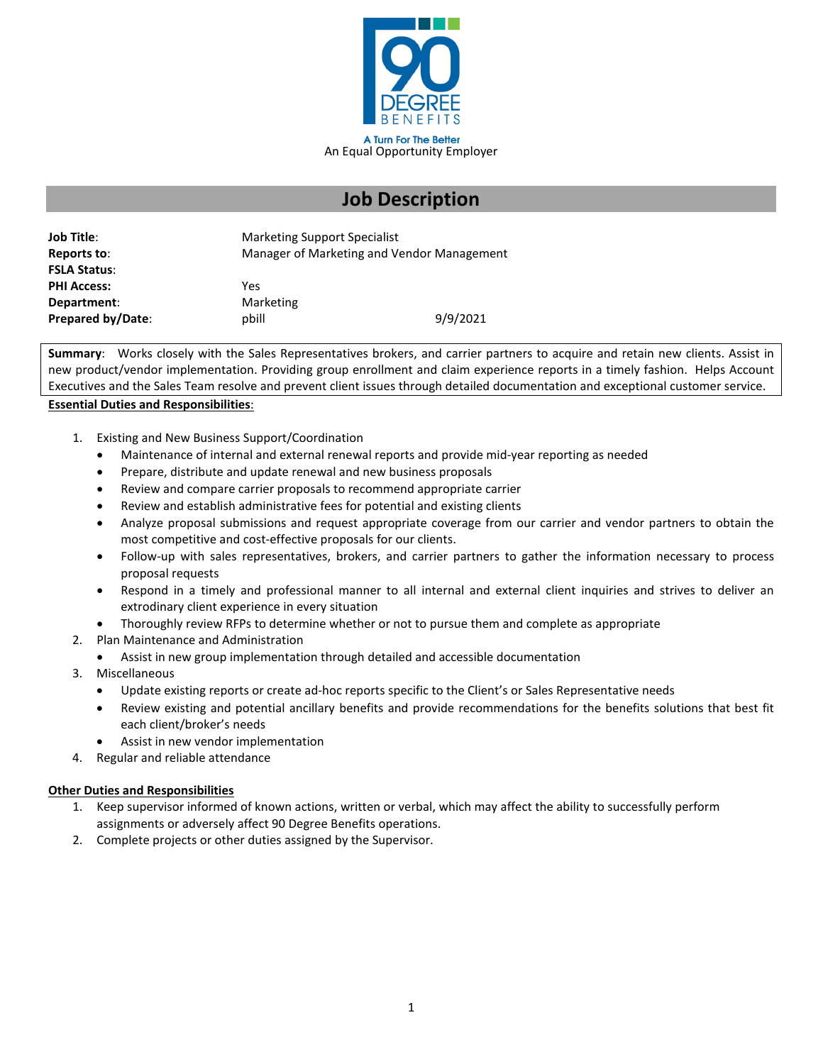90 DEGREE BENEFITS

A Turn For The Better

An Equal Opportunity Employer

# Job Description

| | | |
|---|---|---|
| **Job Title**: | Marketing Support Specialist | |
| **Reports to**: | Manager of Marketing and Vendor Management | |
| **FSLA Status**: | | |
| **PHI Access:** | Yes | |
| **Department**: | Marketing | |
| **Prepared by/Date**: | pbill | 9/9/2021 |

**Summary**: Works closely with the Sales Representatives brokers, and carrier partners to acquire and retain new clients. Assist in new product/vendor implementation. Providing group enrollment and claim experience reports in a timely fashion. Helps Account Executives and the Sales Team resolve and prevent client issues through detailed documentation and exceptional customer service.

**Essential Duties and Responsibilities**:

1. Existing and New Business Support/Coordination
   - Maintenance of internal and external renewal reports and provide mid-year reporting as needed
   - Prepare, distribute and update renewal and new business proposals
   - Review and compare carrier proposals to recommend appropriate carrier
   - Review and establish administrative fees for potential and existing clients
   - Analyze proposal submissions and request appropriate coverage from our carrier and vendor partners to obtain the most competitive and cost-effective proposals for our clients.
   - Follow-up with sales representatives, brokers, and carrier partners to gather the information necessary to process proposal requests
   - Respond in a timely and professional manner to all internal and external client inquiries and strives to deliver an extrodinary client experience in every situation
   - Thoroughly review RFPs to determine whether or not to pursue them and complete as appropriate
2. Plan Maintenance and Administration
   - Assist in new group implementation through detailed and accessible documentation
3. Miscellaneous
   - Update existing reports or create ad-hoc reports specific to the Client's or Sales Representative needs
   - Review existing and potential ancillary benefits and provide recommendations for the benefits solutions that best fit each client/broker's needs
   - Assist in new vendor implementation
4. Regular and reliable attendance

**Other Duties and Responsibilities**

1. Keep supervisor informed of known actions, written or verbal, which may affect the ability to successfully perform assignments or adversely affect 90 Degree Benefits operations.
2. Complete projects or other duties assigned by the Supervisor.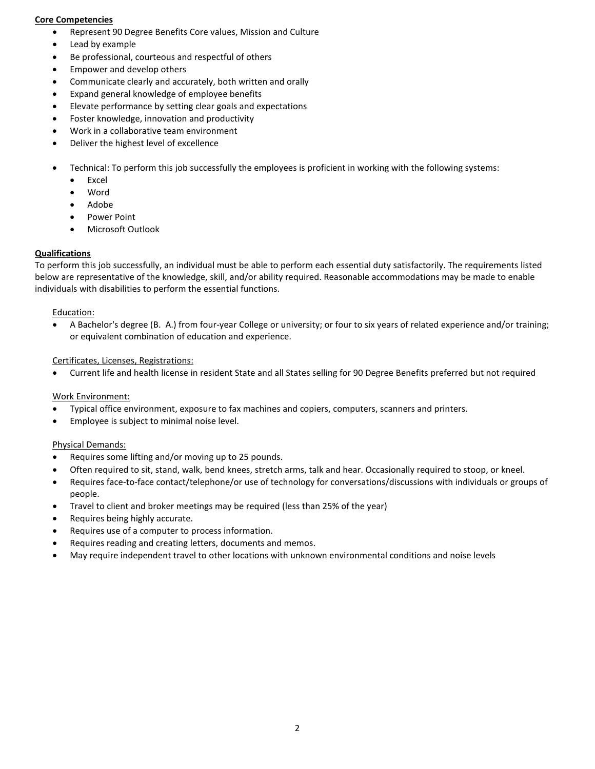**Core Competencies**

- Represent 90 Degree Benefits Core values, Mission and Culture
- Lead by example
- Be professional, courteous and respectful of others
- Empower and develop others
- Communicate clearly and accurately, both written and orally
- Expand general knowledge of employee benefits
- Elevate performance by setting clear goals and expectations
- Foster knowledge, innovation and productivity
- Work in a collaborative team environment
- Deliver the highest level of excellence

- Technical: To perform this job successfully the employees is proficient in working with the following systems:
  - Excel
  - Word
  - Adobe
  - Power Point
  - Microsoft Outlook

**Qualifications**

To perform this job successfully, an individual must be able to perform each essential duty satisfactorily. The requirements listed below are representative of the knowledge, skill, and/or ability required. Reasonable accommodations may be made to enable individuals with disabilities to perform the essential functions.

Education:

- A Bachelor's degree (B. A.) from four-year College or university; or four to six years of related experience and/or training; or equivalent combination of education and experience.

Certificates, Licenses, Registrations:

- Current life and health license in resident State and all States selling for 90 Degree Benefits preferred but not required

Work Environment:

- Typical office environment, exposure to fax machines and copiers, computers, scanners and printers.
- Employee is subject to minimal noise level.

Physical Demands:

- Requires some lifting and/or moving up to 25 pounds.
- Often required to sit, stand, walk, bend knees, stretch arms, talk and hear. Occasionally required to stoop, or kneel.
- Requires face-to-face contact/telephone/or use of technology for conversations/discussions with individuals or groups of people.
- Travel to client and broker meetings may be required (less than 25% of the year)
- Requires being highly accurate.
- Requires use of a computer to process information.
- Requires reading and creating letters, documents and memos.
- May require independent travel to other locations with unknown environmental conditions and noise levels